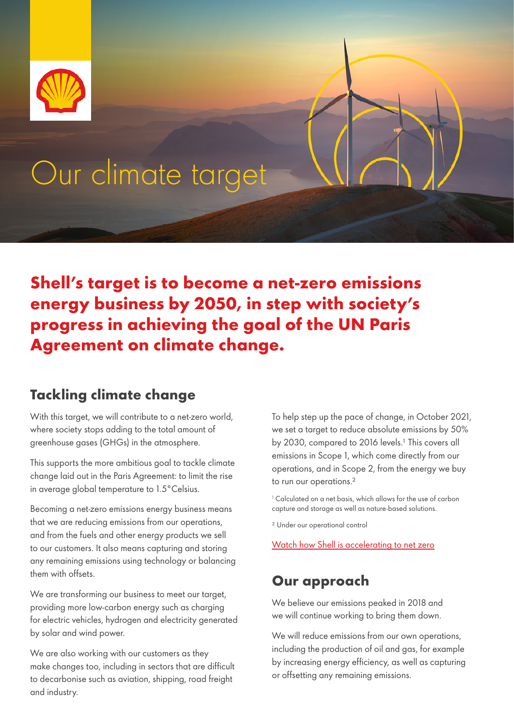# Our climate target

**Shell's target is to become a net-zero emissions energy business by 2050, in step with society's progress in achieving the goal of the UN Paris Agreement on climate change.**

## Tackling climate change

With this target, we will contribute to a net-zero world, where society stops adding to the total amount of greenhouse gases (GHGs) in the atmosphere.

This supports the more ambitious goal to tackle climate change laid out in the Paris Agreement: to limit the rise in average global temperature to 1.5°Celsius.

Becoming a net-zero emissions energy business means that we are reducing emissions from our operations, and from the fuels and other energy products we sell to our customers. It also means capturing and storing any remaining emissions using technology or balancing them with offsets.

We are transforming our business to meet our target, providing more low-carbon energy such as charging for electric vehicles, hydrogen and electricity generated by solar and wind power.

We are also working with our customers as they make changes too, including in sectors that are difficult to decarbonise such as aviation, shipping, road freight and industry.

To help step up the pace of change, in October 2021, we set a target to reduce absolute emissions by 50% by 2030, compared to 2016 levels.[1] This covers all emissions in Scope 1, which come directly from our operations, and in Scope 2, from the energy we buy to run our operations.[2]

[1] Calculated on a net basis, which allows for the use of carbon capture and storage as well as nature-based solutions.

[2] Under our operational control

Watch how Shell is accelerating to net zero

## Our approach

We believe our emissions peaked in 2018 and we will continue working to bring them down.

We will reduce emissions from our own operations, including the production of oil and gas, for example by increasing energy efficiency, as well as capturing or offsetting any remaining emissions.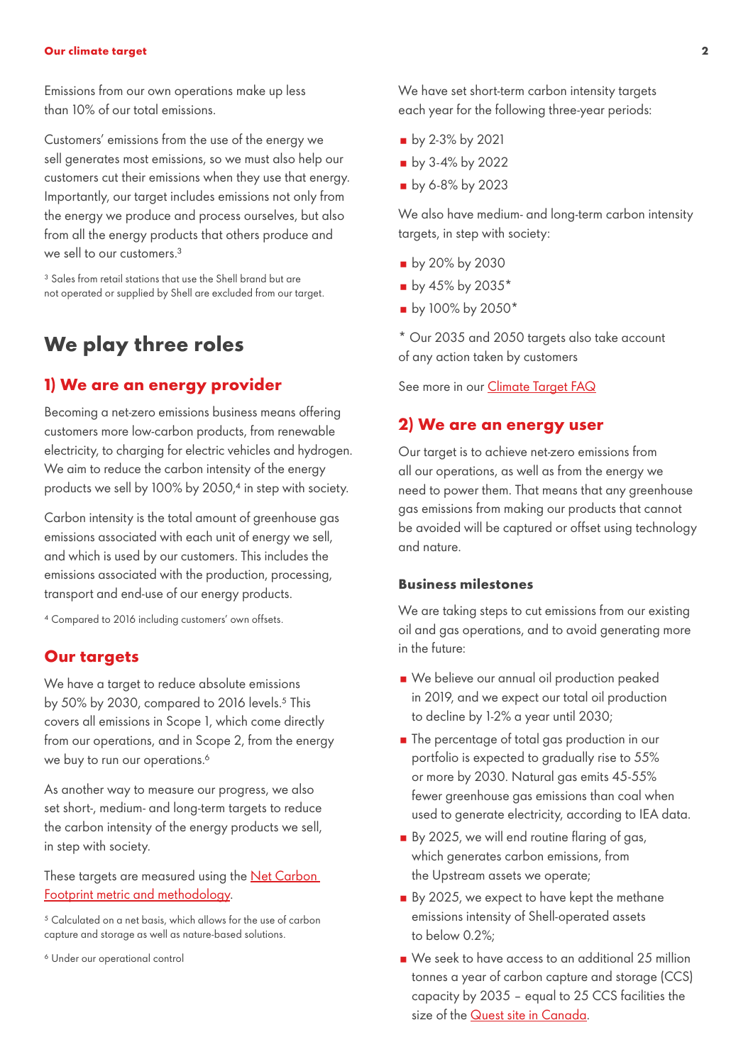Emissions from our own operations make up less than 10% of our total emissions.

Customers' emissions from the use of the energy we sell generates most emissions, so we must also help our customers cut their emissions when they use that energy. Importantly, our target includes emissions not only from the energy we produce and process ourselves, but also from all the energy products that others produce and we sell to our customers.[3]

[3] Sales from retail stations that use the Shell brand but are not operated or supplied by Shell are excluded from our target.

## We play three roles

### 1) We are an energy provider

Becoming a net-zero emissions business means offering customers more low-carbon products, from renewable electricity, to charging for electric vehicles and hydrogen. We aim to reduce the carbon intensity of the energy products we sell by 100% by 2050,[4] in step with society.

Carbon intensity is the total amount of greenhouse gas emissions associated with each unit of energy we sell, and which is used by our customers. This includes the emissions associated with the production, processing, transport and end-use of our energy products.

[4] Compared to 2016 including customers' own offsets.

### Our targets

We have a target to reduce absolute emissions by 50% by 2030, compared to 2016 levels.[5] This covers all emissions in Scope 1, which come directly from our operations, and in Scope 2, from the energy we buy to run our operations.[6]

As another way to measure our progress, we also set short-, medium- and long-term targets to reduce the carbon intensity of the energy products we sell, in step with society.

These targets are measured using the Net Carbon Footprint metric and methodology.

[5] Calculated on a net basis, which allows for the use of carbon capture and storage as well as nature-based solutions.

[6] Under our operational control

We have set short-term carbon intensity targets each year for the following three-year periods:

- by 2-3% by 2021
- by 3-4% by 2022
- by 6-8% by 2023

We also have medium- and long-term carbon intensity targets, in step with society:

- by 20% by 2030
- by 45% by 2035*
- by 100% by 2050*

\* Our 2035 and 2050 targets also take account of any action taken by customers

See more in our Climate Target FAQ

### 2) We are an energy user

Our target is to achieve net-zero emissions from all our operations, as well as from the energy we need to power them. That means that any greenhouse gas emissions from making our products that cannot be avoided will be captured or offset using technology and nature.

#### Business milestones

We are taking steps to cut emissions from our existing oil and gas operations, and to avoid generating more in the future:

- We believe our annual oil production peaked in 2019, and we expect our total oil production to decline by 1-2% a year until 2030;
- The percentage of total gas production in our portfolio is expected to gradually rise to 55% or more by 2030. Natural gas emits 45-55% fewer greenhouse gas emissions than coal when used to generate electricity, according to IEA data.
- By 2025, we will end routine flaring of gas, which generates carbon emissions, from the Upstream assets we operate;
- By 2025, we expect to have kept the methane emissions intensity of Shell-operated assets to below 0.2%;
- We seek to have access to an additional 25 million tonnes a year of carbon capture and storage (CCS) capacity by 2035 – equal to 25 CCS facilities the size of the Quest site in Canada.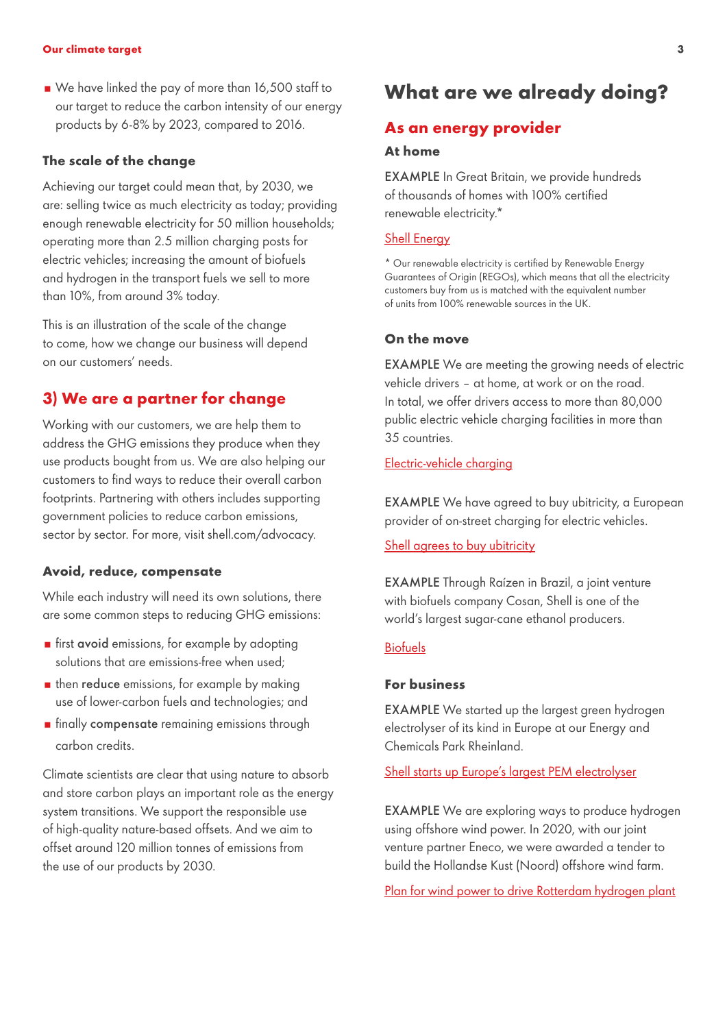- We have linked the pay of more than 16,500 staff to our target to reduce the carbon intensity of our energy products by 6-8% by 2023, compared to 2016.

### The scale of the change

Achieving our target could mean that, by 2030, we are: selling twice as much electricity as today; providing enough renewable electricity for 50 million households; operating more than 2.5 million charging posts for electric vehicles; increasing the amount of biofuels and hydrogen in the transport fuels we sell to more than 10%, from around 3% today.

This is an illustration of the scale of the change to come, how we change our business will depend on our customers' needs.

## 3) We are a partner for change

Working with our customers, we are help them to address the GHG emissions they produce when they use products bought from us. We are also helping our customers to find ways to reduce their overall carbon footprints. Partnering with others includes supporting government policies to reduce carbon emissions, sector by sector. For more, visit shell.com/advocacy.

### Avoid, reduce, compensate

While each industry will need its own solutions, there are some common steps to reducing GHG emissions:

- first **avoid** emissions, for example by adopting solutions that are emissions-free when used;
- then **reduce** emissions, for example by making use of lower-carbon fuels and technologies; and
- finally **compensate** remaining emissions through carbon credits.

Climate scientists are clear that using nature to absorb and store carbon plays an important role as the energy system transitions. We support the responsible use of high-quality nature-based offsets. And we aim to offset around 120 million tonnes of emissions from the use of our products by 2030.

# What are we already doing?

## As an energy provider

### At home

EXAMPLE In Great Britain, we provide hundreds of thousands of homes with 100% certified renewable electricity.*

Shell Energy

\* Our renewable electricity is certified by Renewable Energy Guarantees of Origin (REGOs), which means that all the electricity customers buy from us is matched with the equivalent number of units from 100% renewable sources in the UK.

### On the move

EXAMPLE We are meeting the growing needs of electric vehicle drivers – at home, at work or on the road. In total, we offer drivers access to more than 80,000 public electric vehicle charging facilities in more than 35 countries.

Electric-vehicle charging

EXAMPLE We have agreed to buy ubitricity, a European provider of on-street charging for electric vehicles.

Shell agrees to buy ubitricity

EXAMPLE Through Raízen in Brazil, a joint venture with biofuels company Cosan, Shell is one of the world's largest sugar-cane ethanol producers.

Biofuels

### For business

EXAMPLE We started up the largest green hydrogen electrolyser of its kind in Europe at our Energy and Chemicals Park Rheinland.

Shell starts up Europe's largest PEM electrolyser

EXAMPLE We are exploring ways to produce hydrogen using offshore wind power. In 2020, with our joint venture partner Eneco, we were awarded a tender to build the Hollandse Kust (Noord) offshore wind farm.

Plan for wind power to drive Rotterdam hydrogen plant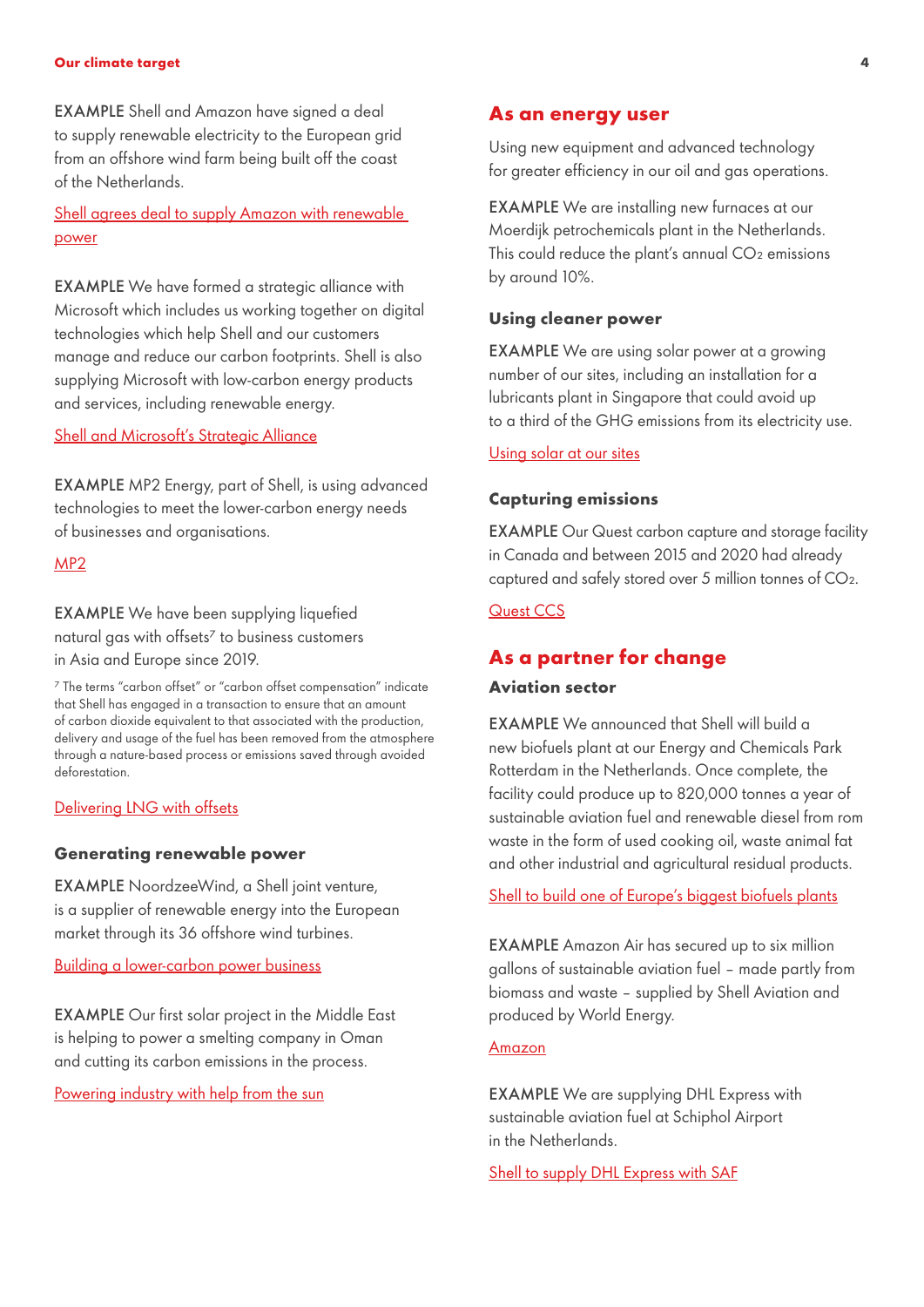**EXAMPLE** Shell and Amazon have signed a deal to supply renewable electricity to the European grid from an offshore wind farm being built off the coast of the Netherlands.

Shell agrees deal to supply Amazon with renewable power

**EXAMPLE** We have formed a strategic alliance with Microsoft which includes us working together on digital technologies which help Shell and our customers manage and reduce our carbon footprints. Shell is also supplying Microsoft with low-carbon energy products and services, including renewable energy.

Shell and Microsoft's Strategic Alliance

**EXAMPLE** MP2 Energy, part of Shell, is using advanced technologies to meet the lower-carbon energy needs of businesses and organisations.

MP2

**EXAMPLE** We have been supplying liquefied natural gas with offsets[7] to business customers in Asia and Europe since 2019.

[7] The terms "carbon offset" or "carbon offset compensation" indicate that Shell has engaged in a transaction to ensure that an amount of carbon dioxide equivalent to that associated with the production, delivery and usage of the fuel has been removed from the atmosphere through a nature-based process or emissions saved through avoided deforestation.

Delivering LNG with offsets

### Generating renewable power

**EXAMPLE** NoordzeeWind, a Shell joint venture, is a supplier of renewable energy into the European market through its 36 offshore wind turbines.

Building a lower-carbon power business

**EXAMPLE** Our first solar project in the Middle East is helping to power a smelting company in Oman and cutting its carbon emissions in the process.

Powering industry with help from the sun

## As an energy user

Using new equipment and advanced technology for greater efficiency in our oil and gas operations.

**EXAMPLE** We are installing new furnaces at our Moerdijk petrochemicals plant in the Netherlands. This could reduce the plant's annual $CO_2$ emissions by around 10%.

### Using cleaner power

**EXAMPLE** We are using solar power at a growing number of our sites, including an installation for a lubricants plant in Singapore that could avoid up to a third of the GHG emissions from its electricity use.

Using solar at our sites

### Capturing emissions

**EXAMPLE** Our Quest carbon capture and storage facility in Canada and between 2015 and 2020 had already captured and safely stored over 5 million tonnes of $CO_2$.

Quest CCS

## As a partner for change

### Aviation sector

**EXAMPLE** We announced that Shell will build a new biofuels plant at our Energy and Chemicals Park Rotterdam in the Netherlands. Once complete, the facility could produce up to 820,000 tonnes a year of sustainable aviation fuel and renewable diesel from rom waste in the form of used cooking oil, waste animal fat and other industrial and agricultural residual products.

Shell to build one of Europe's biggest biofuels plants

**EXAMPLE** Amazon Air has secured up to six million gallons of sustainable aviation fuel – made partly from biomass and waste – supplied by Shell Aviation and produced by World Energy.

Amazon

**EXAMPLE** We are supplying DHL Express with sustainable aviation fuel at Schiphol Airport in the Netherlands.

Shell to supply DHL Express with SAF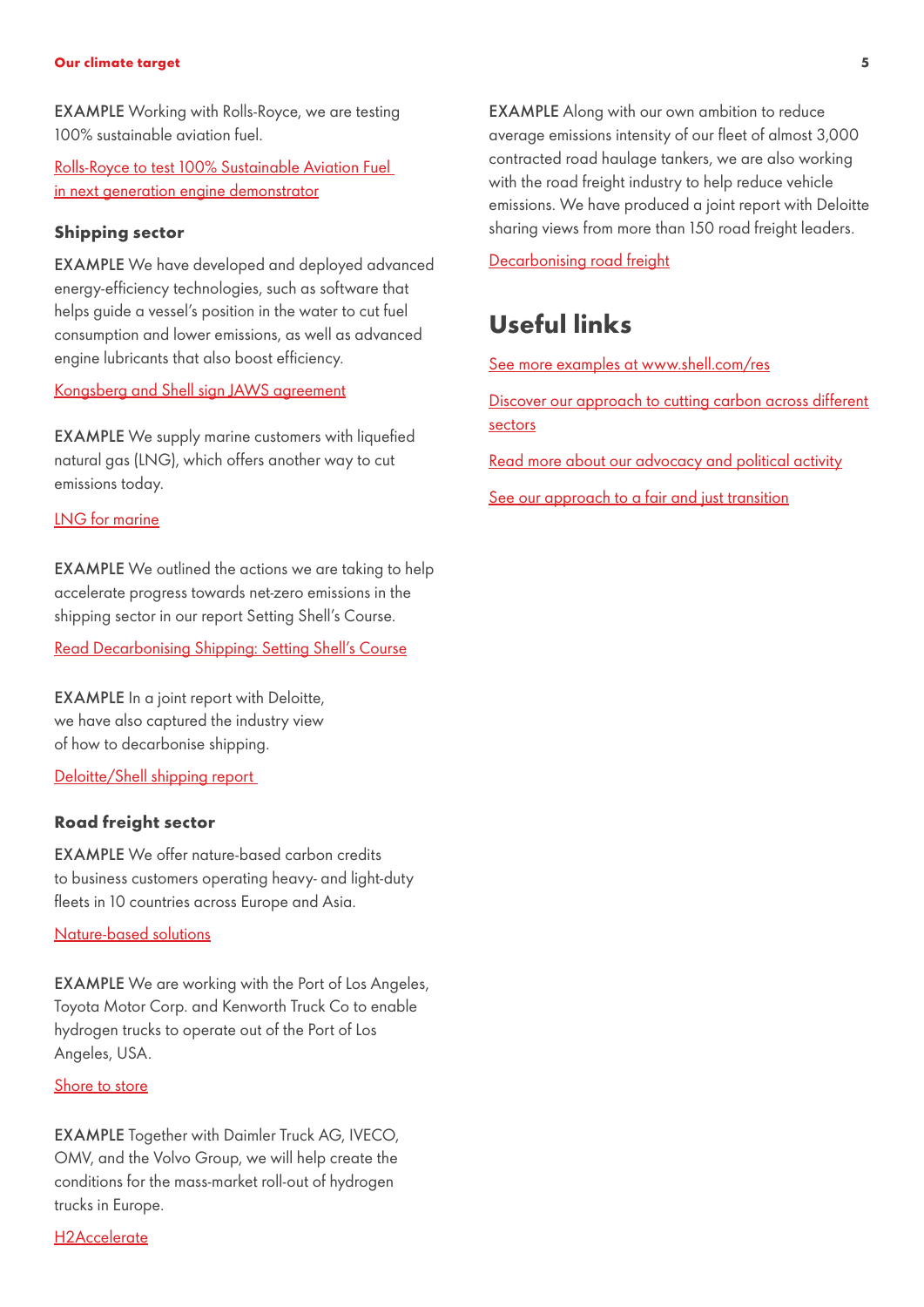**EXAMPLE** Working with Rolls-Royce, we are testing 100% sustainable aviation fuel.

Rolls-Royce to test 100% Sustainable Aviation Fuel in next generation engine demonstrator

### Shipping sector

**EXAMPLE** We have developed and deployed advanced energy-efficiency technologies, such as software that helps guide a vessel's position in the water to cut fuel consumption and lower emissions, as well as advanced engine lubricants that also boost efficiency.

Kongsberg and Shell sign JAWS agreement

**EXAMPLE** We supply marine customers with liquefied natural gas (LNG), which offers another way to cut emissions today.

LNG for marine

**EXAMPLE** We outlined the actions we are taking to help accelerate progress towards net-zero emissions in the shipping sector in our report Setting Shell's Course.

Read Decarbonising Shipping: Setting Shell's Course

**EXAMPLE** In a joint report with Deloitte, we have also captured the industry view of how to decarbonise shipping.

Deloitte/Shell shipping report

### Road freight sector

**EXAMPLE** We offer nature-based carbon credits to business customers operating heavy- and light-duty fleets in 10 countries across Europe and Asia.

Nature-based solutions

**EXAMPLE** We are working with the Port of Los Angeles, Toyota Motor Corp. and Kenworth Truck Co to enable hydrogen trucks to operate out of the Port of Los Angeles, USA.

Shore to store

**EXAMPLE** Together with Daimler Truck AG, IVECO, OMV, and the Volvo Group, we will help create the conditions for the mass-market roll-out of hydrogen trucks in Europe.

H2Accelerate

**EXAMPLE** Along with our own ambition to reduce average emissions intensity of our fleet of almost 3,000 contracted road haulage tankers, we are also working with the road freight industry to help reduce vehicle emissions. We have produced a joint report with Deloitte sharing views from more than 150 road freight leaders.

Decarbonising road freight

## Useful links

See more examples at www.shell.com/res

Discover our approach to cutting carbon across different sectors

Read more about our advocacy and political activity

See our approach to a fair and just transition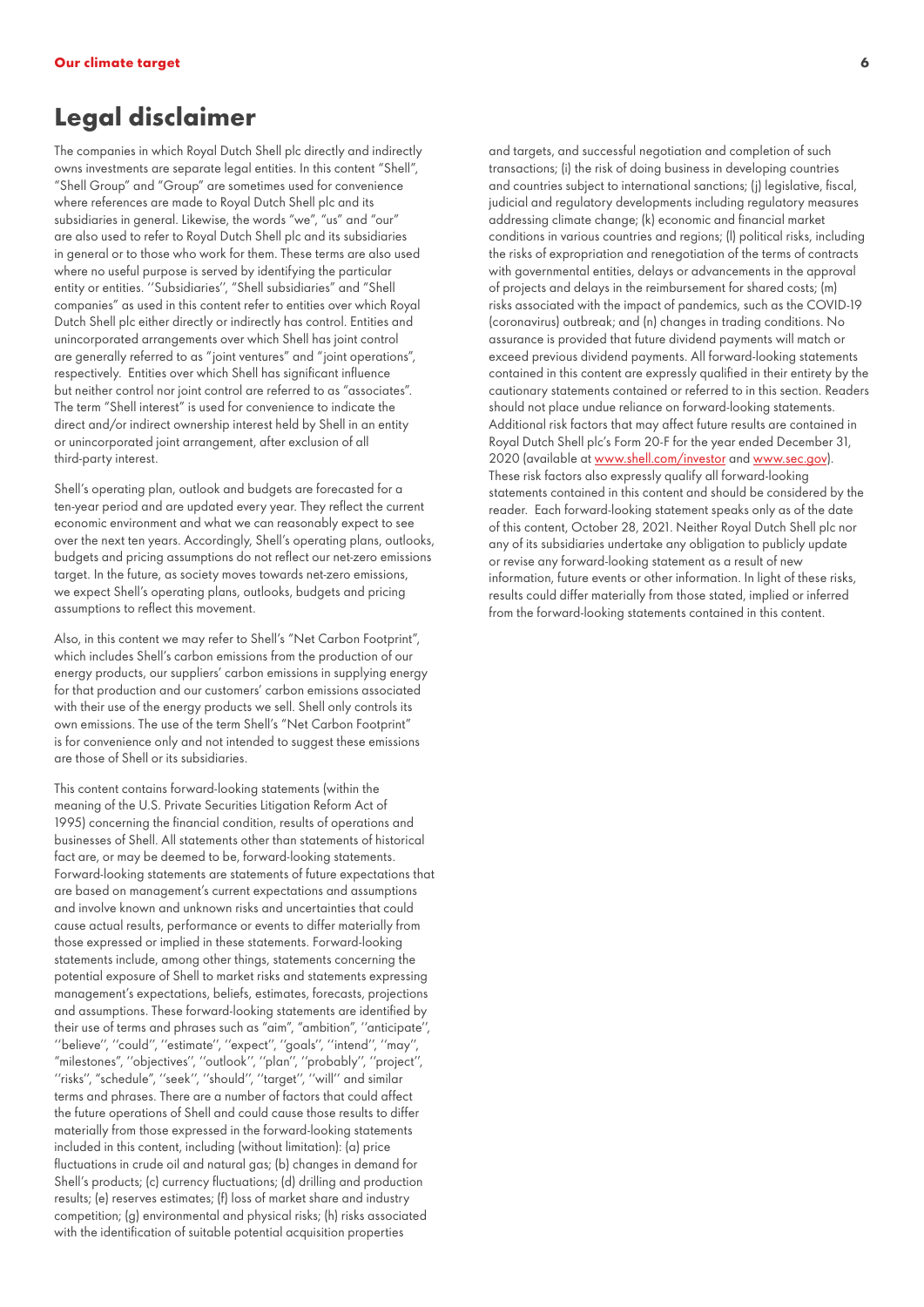# Legal disclaimer

The companies in which Royal Dutch Shell plc directly and indirectly owns investments are separate legal entities. In this content "Shell", "Shell Group" and "Group" are sometimes used for convenience where references are made to Royal Dutch Shell plc and its subsidiaries in general. Likewise, the words "we", "us" and "our" are also used to refer to Royal Dutch Shell plc and its subsidiaries in general or to those who work for them. These terms are also used where no useful purpose is served by identifying the particular entity or entities. ''Subsidiaries'', "Shell subsidiaries" and "Shell companies" as used in this content refer to entities over which Royal Dutch Shell plc either directly or indirectly has control. Entities and unincorporated arrangements over which Shell has joint control are generally referred to as "joint ventures" and "joint operations", respectively. Entities over which Shell has significant influence but neither control nor joint control are referred to as "associates". The term "Shell interest" is used for convenience to indicate the direct and/or indirect ownership interest held by Shell in an entity or unincorporated joint arrangement, after exclusion of all third-party interest.

Shell's operating plan, outlook and budgets are forecasted for a ten-year period and are updated every year. They reflect the current economic environment and what we can reasonably expect to see over the next ten years. Accordingly, Shell's operating plans, outlooks, budgets and pricing assumptions do not reflect our net-zero emissions target. In the future, as society moves towards net-zero emissions, we expect Shell's operating plans, outlooks, budgets and pricing assumptions to reflect this movement.

Also, in this content we may refer to Shell's "Net Carbon Footprint", which includes Shell's carbon emissions from the production of our energy products, our suppliers' carbon emissions in supplying energy for that production and our customers' carbon emissions associated with their use of the energy products we sell. Shell only controls its own emissions. The use of the term Shell's "Net Carbon Footprint" is for convenience only and not intended to suggest these emissions are those of Shell or its subsidiaries.

This content contains forward-looking statements (within the meaning of the U.S. Private Securities Litigation Reform Act of 1995) concerning the financial condition, results of operations and businesses of Shell. All statements other than statements of historical fact are, or may be deemed to be, forward-looking statements. Forward-looking statements are statements of future expectations that are based on management's current expectations and assumptions and involve known and unknown risks and uncertainties that could cause actual results, performance or events to differ materially from those expressed or implied in these statements. Forward-looking statements include, among other things, statements concerning the potential exposure of Shell to market risks and statements expressing management's expectations, beliefs, estimates, forecasts, projections and assumptions. These forward-looking statements are identified by their use of terms and phrases such as "aim", "ambition", ''anticipate'', ''believe'', ''could'', ''estimate'', ''expect'', ''goals'', ''intend'', ''may'', "milestones", ''objectives'', ''outlook'', ''plan'', ''probably'', ''project'', ''risks'', "schedule", ''seek'', ''should'', ''target'', ''will'' and similar terms and phrases. There are a number of factors that could affect the future operations of Shell and could cause those results to differ materially from those expressed in the forward-looking statements included in this content, including (without limitation): (a) price fluctuations in crude oil and natural gas; (b) changes in demand for Shell's products; (c) currency fluctuations; (d) drilling and production results; (e) reserves estimates; (f) loss of market share and industry competition; (g) environmental and physical risks; (h) risks associated with the identification of suitable potential acquisition properties and targets, and successful negotiation and completion of such transactions; (i) the risk of doing business in developing countries and countries subject to international sanctions; (j) legislative, fiscal, judicial and regulatory developments including regulatory measures addressing climate change; (k) economic and financial market conditions in various countries and regions; (l) political risks, including the risks of expropriation and renegotiation of the terms of contracts with governmental entities, delays or advancements in the approval of projects and delays in the reimbursement for shared costs; (m) risks associated with the impact of pandemics, such as the COVID-19 (coronavirus) outbreak; and (n) changes in trading conditions. No assurance is provided that future dividend payments will match or exceed previous dividend payments. All forward-looking statements contained in this content are expressly qualified in their entirety by the cautionary statements contained or referred to in this section. Readers should not place undue reliance on forward-looking statements. Additional risk factors that may affect future results are contained in Royal Dutch Shell plc's Form 20-F for the year ended December 31, 2020 (available at www.shell.com/investor and www.sec.gov). These risk factors also expressly qualify all forward-looking statements contained in this content and should be considered by the reader. Each forward-looking statement speaks only as of the date of this content, October 28, 2021. Neither Royal Dutch Shell plc nor any of its subsidiaries undertake any obligation to publicly update or revise any forward-looking statement as a result of new information, future events or other information. In light of these risks, results could differ materially from those stated, implied or inferred from the forward-looking statements contained in this content.